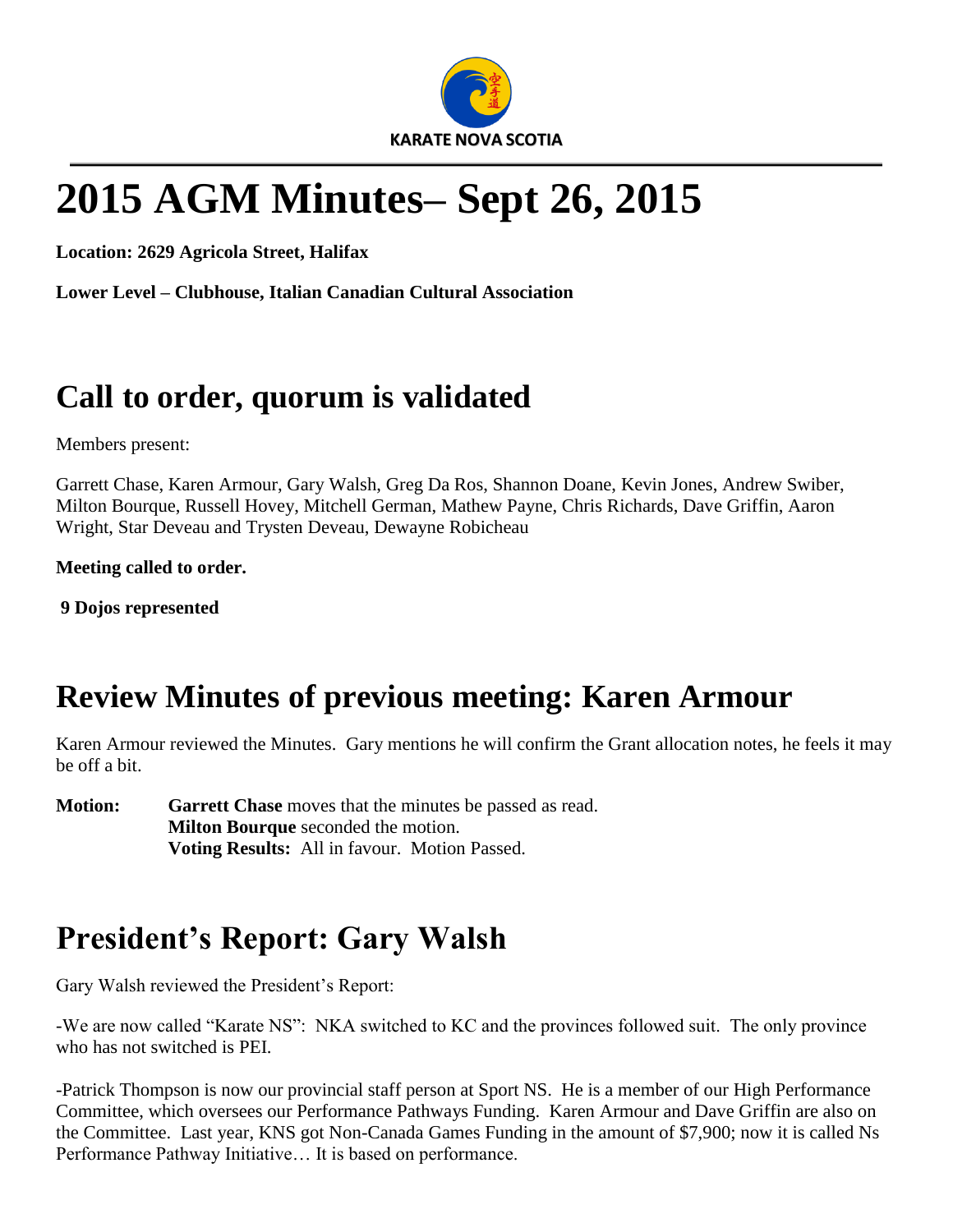KARATE NOVA SCOTIA

# 2015 AGM Minutes– Sept 26, 2015

**Location: 2629 Agricola Street, Halifax**

**Lower Level – Clubhouse, Italian Canadian Cultural Association**

## Call to order, quorum is validated

Members present:

Garrett Chase, Karen Armour, Gary Walsh, Greg Da Ros, Shannon Doane, Kevin Jones, Andrew Swiber, Milton Bourque, Russell Hovey, Mitchell German, Mathew Payne, Chris Richards, Dave Griffin, Aaron Wright, Star Deveau and Trysten Deveau, Dewayne Robicheau

**Meeting called to order.**

**9 Dojos represented**

## Review Minutes of previous meeting: Karen Armour

Karen Armour reviewed the Minutes. Gary mentions he will confirm the Grant allocation notes, he feels it may be off a bit.

**Motion:** **Garrett Chase** moves that the minutes be passed as read.
**Milton Bourque** seconded the motion.
**Voting Results:** All in favour. Motion Passed.

## President's Report: Gary Walsh

Gary Walsh reviewed the President's Report:

-We are now called "Karate NS": NKA switched to KC and the provinces followed suit. The only province who has not switched is PEI.

-Patrick Thompson is now our provincial staff person at Sport NS. He is a member of our High Performance Committee, which oversees our Performance Pathways Funding. Karen Armour and Dave Griffin are also on the Committee. Last year, KNS got Non-Canada Games Funding in the amount of $7,900; now it is called Ns Performance Pathway Initiative… It is based on performance.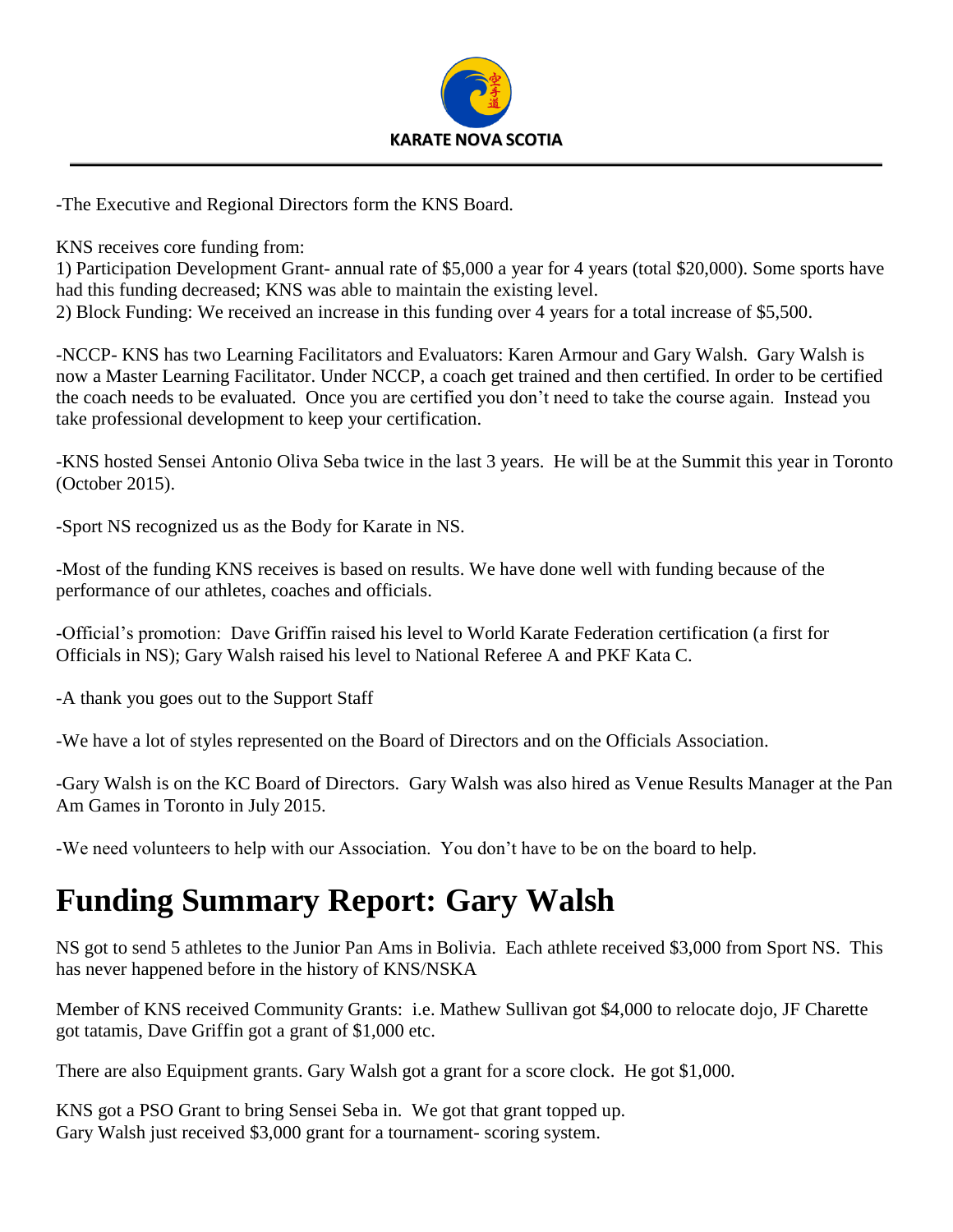-The Executive and Regional Directors form the KNS Board.

KNS receives core funding from:
1) Participation Development Grant- annual rate of $5,000 a year for 4 years (total $20,000). Some sports have had this funding decreased; KNS was able to maintain the existing level.
2) Block Funding: We received an increase in this funding over 4 years for a total increase of $5,500.

-NCCP- KNS has two Learning Facilitators and Evaluators: Karen Armour and Gary Walsh. Gary Walsh is now a Master Learning Facilitator. Under NCCP, a coach get trained and then certified. In order to be certified the coach needs to be evaluated. Once you are certified you don't need to take the course again. Instead you take professional development to keep your certification.

-KNS hosted Sensei Antonio Oliva Seba twice in the last 3 years. He will be at the Summit this year in Toronto (October 2015).

-Sport NS recognized us as the Body for Karate in NS.

-Most of the funding KNS receives is based on results. We have done well with funding because of the performance of our athletes, coaches and officials.

-Official's promotion: Dave Griffin raised his level to World Karate Federation certification (a first for Officials in NS); Gary Walsh raised his level to National Referee A and PKF Kata C.

-A thank you goes out to the Support Staff

-We have a lot of styles represented on the Board of Directors and on the Officials Association.

-Gary Walsh is on the KC Board of Directors. Gary Walsh was also hired as Venue Results Manager at the Pan Am Games in Toronto in July 2015.

-We need volunteers to help with our Association. You don't have to be on the board to help.

# Funding Summary Report: Gary Walsh

NS got to send 5 athletes to the Junior Pan Ams in Bolivia. Each athlete received $3,000 from Sport NS. This has never happened before in the history of KNS/NSKA

Member of KNS received Community Grants: i.e. Mathew Sullivan got $4,000 to relocate dojo, JF Charette got tatamis, Dave Griffin got a grant of $1,000 etc.

There are also Equipment grants. Gary Walsh got a grant for a score clock. He got $1,000.

KNS got a PSO Grant to bring Sensei Seba in. We got that grant topped up.
Gary Walsh just received $3,000 grant for a tournament- scoring system.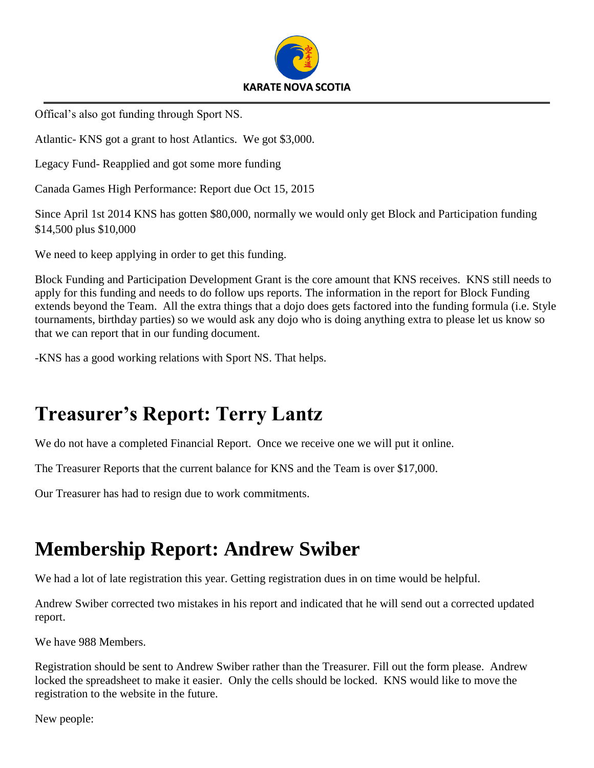Offical's also got funding through Sport NS.

Atlantic- KNS got a grant to host Atlantics. We got $3,000.

Legacy Fund- Reapplied and got some more funding

Canada Games High Performance: Report due Oct 15, 2015

Since April 1st 2014 KNS has gotten $80,000, normally we would only get Block and Participation funding $14,500 plus $10,000

We need to keep applying in order to get this funding.

Block Funding and Participation Development Grant is the core amount that KNS receives. KNS still needs to apply for this funding and needs to do follow ups reports. The information in the report for Block Funding extends beyond the Team. All the extra things that a dojo does gets factored into the funding formula (i.e. Style tournaments, birthday parties) so we would ask any dojo who is doing anything extra to please let us know so that we can report that in our funding document.

-KNS has a good working relations with Sport NS. That helps.

# Treasurer's Report: Terry Lantz

We do not have a completed Financial Report. Once we receive one we will put it online.

The Treasurer Reports that the current balance for KNS and the Team is over $17,000.

Our Treasurer has had to resign due to work commitments.

# Membership Report: Andrew Swiber

We had a lot of late registration this year. Getting registration dues in on time would be helpful.

Andrew Swiber corrected two mistakes in his report and indicated that he will send out a corrected updated report.

We have 988 Members.

Registration should be sent to Andrew Swiber rather than the Treasurer. Fill out the form please. Andrew locked the spreadsheet to make it easier. Only the cells should be locked. KNS would like to move the registration to the website in the future.

New people: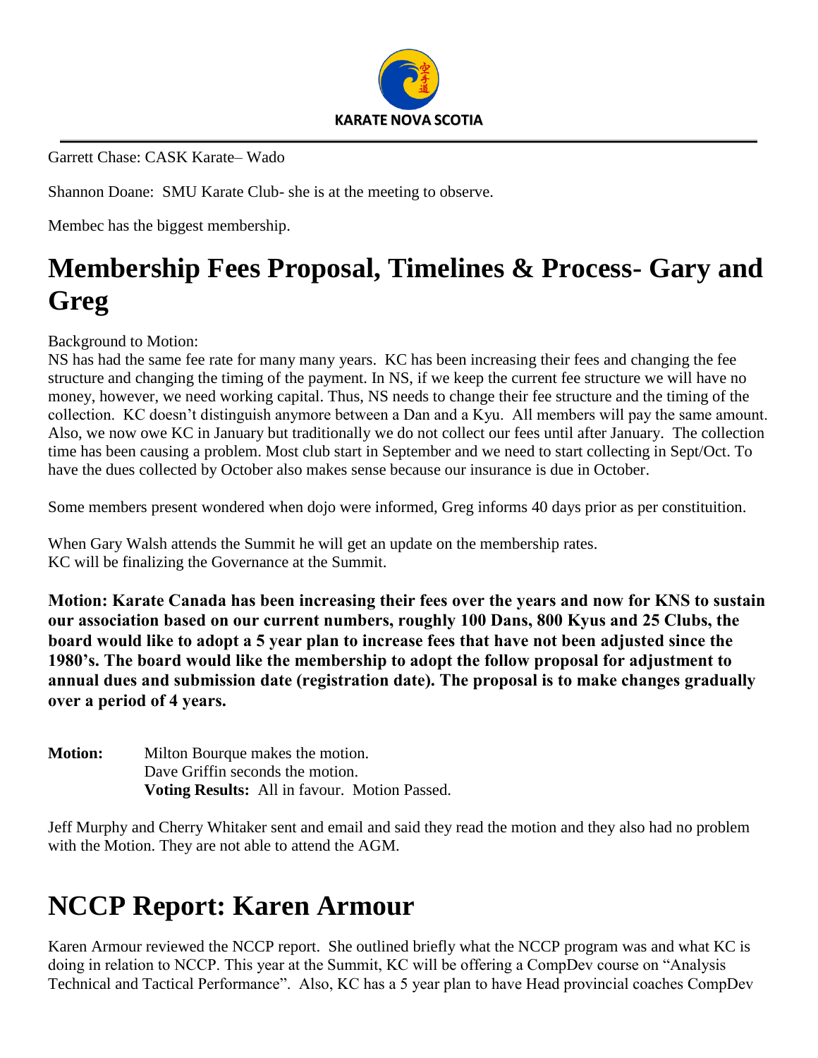Garrett Chase: CASK Karate– Wado

Shannon Doane: SMU Karate Club- she is at the meeting to observe.

Membec has the biggest membership.

# Membership Fees Proposal, Timelines & Process- Gary and Greg

Background to Motion:
NS has had the same fee rate for many many years. KC has been increasing their fees and changing the fee structure and changing the timing of the payment. In NS, if we keep the current fee structure we will have no money, however, we need working capital. Thus, NS needs to change their fee structure and the timing of the collection. KC doesn't distinguish anymore between a Dan and a Kyu. All members will pay the same amount. Also, we now owe KC in January but traditionally we do not collect our fees until after January. The collection time has been causing a problem. Most club start in September and we need to start collecting in Sept/Oct. To have the dues collected by October also makes sense because our insurance is due in October.

Some members present wondered when dojo were informed, Greg informs 40 days prior as per constituition.

When Gary Walsh attends the Summit he will get an update on the membership rates.
KC will be finalizing the Governance at the Summit.

**Motion: Karate Canada has been increasing their fees over the years and now for KNS to sustain our association based on our current numbers, roughly 100 Dans, 800 Kyus and 25 Clubs, the board would like to adopt a 5 year plan to increase fees that have not been adjusted since the 1980's. The board would like the membership to adopt the follow proposal for adjustment to annual dues and submission date (registration date). The proposal is to make changes gradually over a period of 4 years.**

**Motion:** Milton Bourque makes the motion.
Dave Griffin seconds the motion.
**Voting Results:** All in favour. Motion Passed.

Jeff Murphy and Cherry Whitaker sent and email and said they read the motion and they also had no problem with the Motion. They are not able to attend the AGM.

# NCCP Report: Karen Armour

Karen Armour reviewed the NCCP report. She outlined briefly what the NCCP program was and what KC is doing in relation to NCCP. This year at the Summit, KC will be offering a CompDev course on "Analysis Technical and Tactical Performance". Also, KC has a 5 year plan to have Head provincial coaches CompDev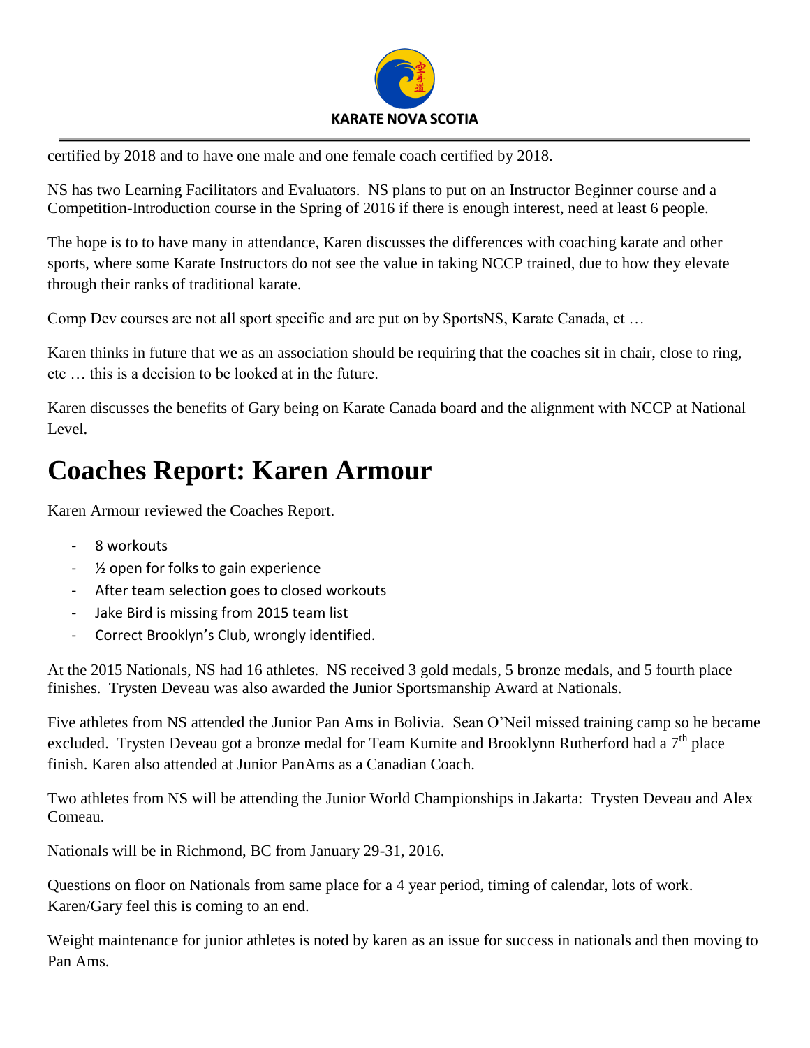certified by 2018 and to have one male and one female coach certified by 2018.

NS has two Learning Facilitators and Evaluators. NS plans to put on an Instructor Beginner course and a Competition-Introduction course in the Spring of 2016 if there is enough interest, need at least 6 people.

The hope is to to have many in attendance, Karen discusses the differences with coaching karate and other sports, where some Karate Instructors do not see the value in taking NCCP trained, due to how they elevate through their ranks of traditional karate.

Comp Dev courses are not all sport specific and are put on by SportsNS, Karate Canada, et …

Karen thinks in future that we as an association should be requiring that the coaches sit in chair, close to ring, etc … this is a decision to be looked at in the future.

Karen discusses the benefits of Gary being on Karate Canada board and the alignment with NCCP at National Level.

# Coaches Report: Karen Armour

Karen Armour reviewed the Coaches Report.

- 8 workouts
- ½ open for folks to gain experience
- After team selection goes to closed workouts
- Jake Bird is missing from 2015 team list
- Correct Brooklyn's Club, wrongly identified.

At the 2015 Nationals, NS had 16 athletes. NS received 3 gold medals, 5 bronze medals, and 5 fourth place finishes. Trysten Deveau was also awarded the Junior Sportsmanship Award at Nationals.

Five athletes from NS attended the Junior Pan Ams in Bolivia. Sean O'Neil missed training camp so he became excluded. Trysten Deveau got a bronze medal for Team Kumite and Brooklynn Rutherford had a 7th place finish. Karen also attended at Junior PanAms as a Canadian Coach.

Two athletes from NS will be attending the Junior World Championships in Jakarta: Trysten Deveau and Alex Comeau.

Nationals will be in Richmond, BC from January 29-31, 2016.

Questions on floor on Nationals from same place for a 4 year period, timing of calendar, lots of work. Karen/Gary feel this is coming to an end.

Weight maintenance for junior athletes is noted by karen as an issue for success in nationals and then moving to Pan Ams.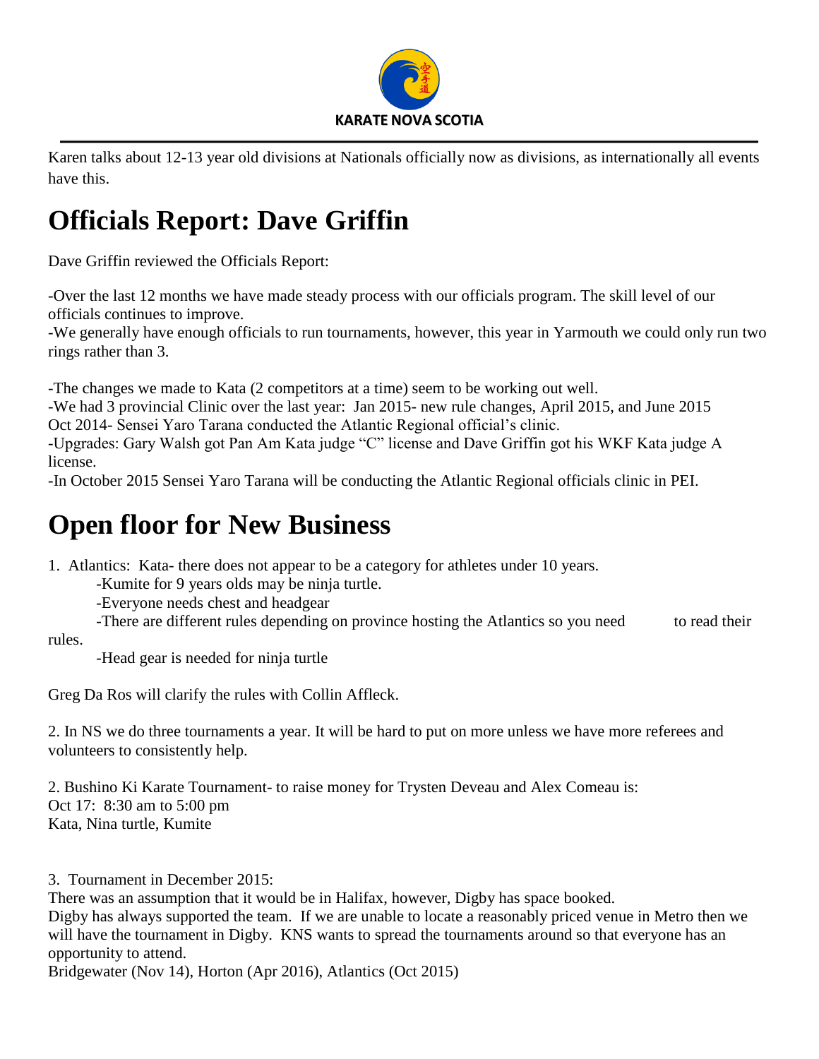Karen talks about 12-13 year old divisions at Nationals officially now as divisions, as internationally all events have this.

# Officials Report: Dave Griffin

Dave Griffin reviewed the Officials Report:

-Over the last 12 months we have made steady process with our officials program. The skill level of our officials continues to improve.
-We generally have enough officials to run tournaments, however, this year in Yarmouth we could only run two rings rather than 3.

-The changes we made to Kata (2 competitors at a time) seem to be working out well.
-We had 3 provincial Clinic over the last year: Jan 2015- new rule changes, April 2015, and June 2015
Oct 2014- Sensei Yaro Tarana conducted the Atlantic Regional official's clinic.
-Upgrades: Gary Walsh got Pan Am Kata judge "C" license and Dave Griffin got his WKF Kata judge A license.
-In October 2015 Sensei Yaro Tarana will be conducting the Atlantic Regional officials clinic in PEI.

# Open floor for New Business

1. Atlantics: Kata- there does not appear to be a category for athletes under 10 years.
   - -Kumite for 9 years olds may be ninja turtle.
   - -Everyone needs chest and headgear
   - -There are different rules depending on province hosting the Atlantics so you need to read their rules.
   - -Head gear is needed for ninja turtle

Greg Da Ros will clarify the rules with Collin Affleck.

2. In NS we do three tournaments a year. It will be hard to put on more unless we have more referees and volunteers to consistently help.

2. Bushino Ki Karate Tournament- to raise money for Trysten Deveau and Alex Comeau is:
Oct 17: 8:30 am to 5:00 pm
Kata, Nina turtle, Kumite

3. Tournament in December 2015:
There was an assumption that it would be in Halifax, however, Digby has space booked.
Digby has always supported the team. If we are unable to locate a reasonably priced venue in Metro then we will have the tournament in Digby. KNS wants to spread the tournaments around so that everyone has an opportunity to attend.
Bridgewater (Nov 14), Horton (Apr 2016), Atlantics (Oct 2015)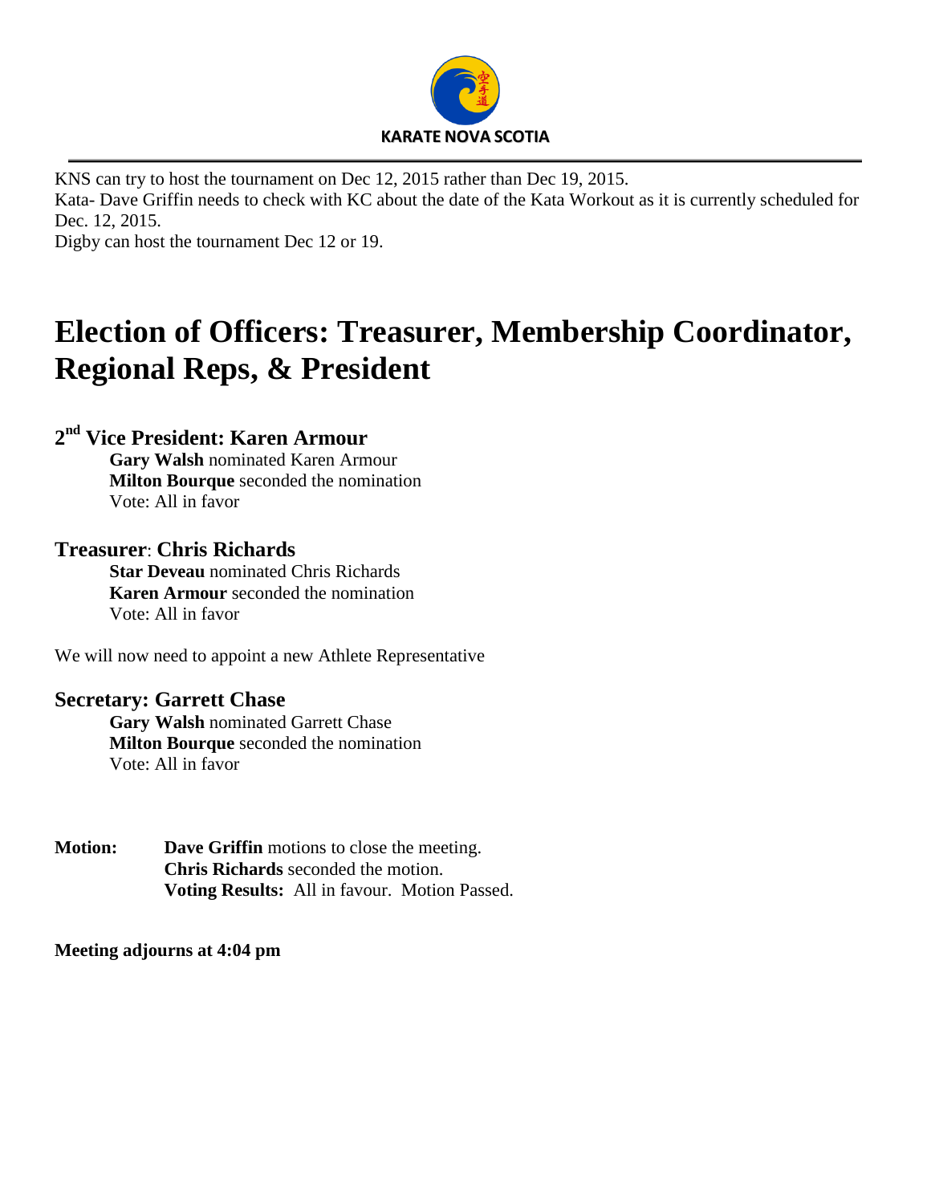KNS can try to host the tournament on Dec 12, 2015 rather than Dec 19, 2015.
Kata- Dave Griffin needs to check with KC about the date of the Kata Workout as it is currently scheduled for Dec. 12, 2015.
Digby can host the tournament Dec 12 or 19.

# Election of Officers: Treasurer, Membership Coordinator, Regional Reps, & President

### 2nd Vice President: Karen Armour

**Gary Walsh** nominated Karen Armour
**Milton Bourque** seconded the nomination
Vote: All in favor

### Treasurer: Chris Richards

**Star Deveau** nominated Chris Richards
**Karen Armour** seconded the nomination
Vote: All in favor

We will now need to appoint a new Athlete Representative

### Secretary: Garrett Chase

**Gary Walsh** nominated Garrett Chase
**Milton Bourque** seconded the nomination
Vote: All in favor

**Motion:** **Dave Griffin** motions to close the meeting.
**Chris Richards** seconded the motion.
**Voting Results:** All in favour. Motion Passed.

**Meeting adjourns at 4:04 pm**